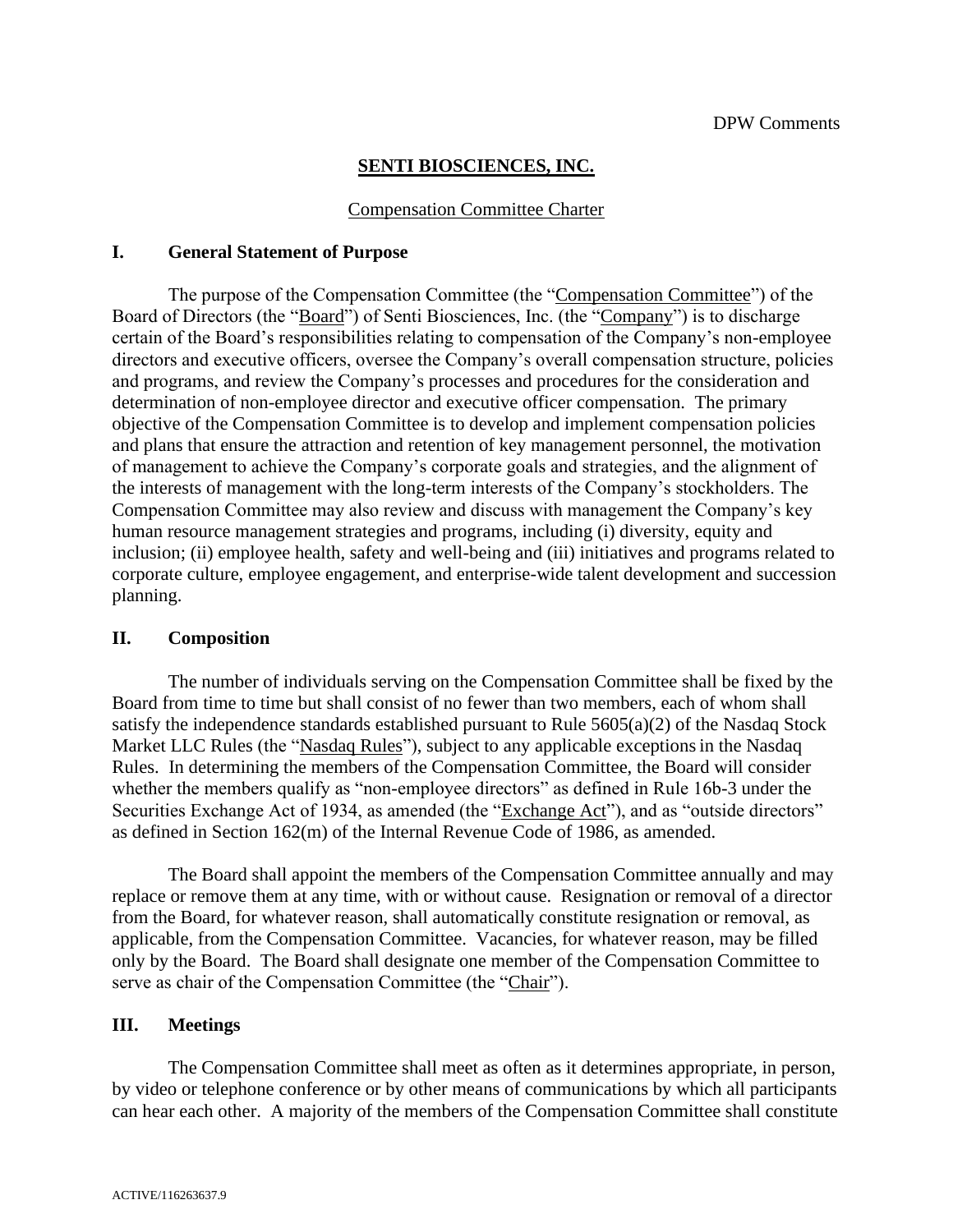DPW Comments

# SENTI BIOSCIENCES, INC.

Compensation Committee Charter

## I. General Statement of Purpose

The purpose of the Compensation Committee (the "Compensation Committee") of the Board of Directors (the "Board") of Senti Biosciences, Inc. (the "Company") is to discharge certain of the Board's responsibilities relating to compensation of the Company's non-employee directors and executive officers, oversee the Company's overall compensation structure, policies and programs, and review the Company's processes and procedures for the consideration and determination of non-employee director and executive officer compensation. The primary objective of the Compensation Committee is to develop and implement compensation policies and plans that ensure the attraction and retention of key management personnel, the motivation of management to achieve the Company's corporate goals and strategies, and the alignment of the interests of management with the long-term interests of the Company's stockholders. The Compensation Committee may also review and discuss with management the Company's key human resource management strategies and programs, including (i) diversity, equity and inclusion; (ii) employee health, safety and well-being and (iii) initiatives and programs related to corporate culture, employee engagement, and enterprise-wide talent development and succession planning.

## II. Composition

The number of individuals serving on the Compensation Committee shall be fixed by the Board from time to time but shall consist of no fewer than two members, each of whom shall satisfy the independence standards established pursuant to Rule 5605(a)(2) of the Nasdaq Stock Market LLC Rules (the "Nasdaq Rules"), subject to any applicable exceptions in the Nasdaq Rules. In determining the members of the Compensation Committee, the Board will consider whether the members qualify as "non-employee directors" as defined in Rule 16b-3 under the Securities Exchange Act of 1934, as amended (the "Exchange Act"), and as "outside directors" as defined in Section 162(m) of the Internal Revenue Code of 1986, as amended.

The Board shall appoint the members of the Compensation Committee annually and may replace or remove them at any time, with or without cause. Resignation or removal of a director from the Board, for whatever reason, shall automatically constitute resignation or removal, as applicable, from the Compensation Committee. Vacancies, for whatever reason, may be filled only by the Board. The Board shall designate one member of the Compensation Committee to serve as chair of the Compensation Committee (the "Chair").

## III. Meetings

The Compensation Committee shall meet as often as it determines appropriate, in person, by video or telephone conference or by other means of communications by which all participants can hear each other. A majority of the members of the Compensation Committee shall constitute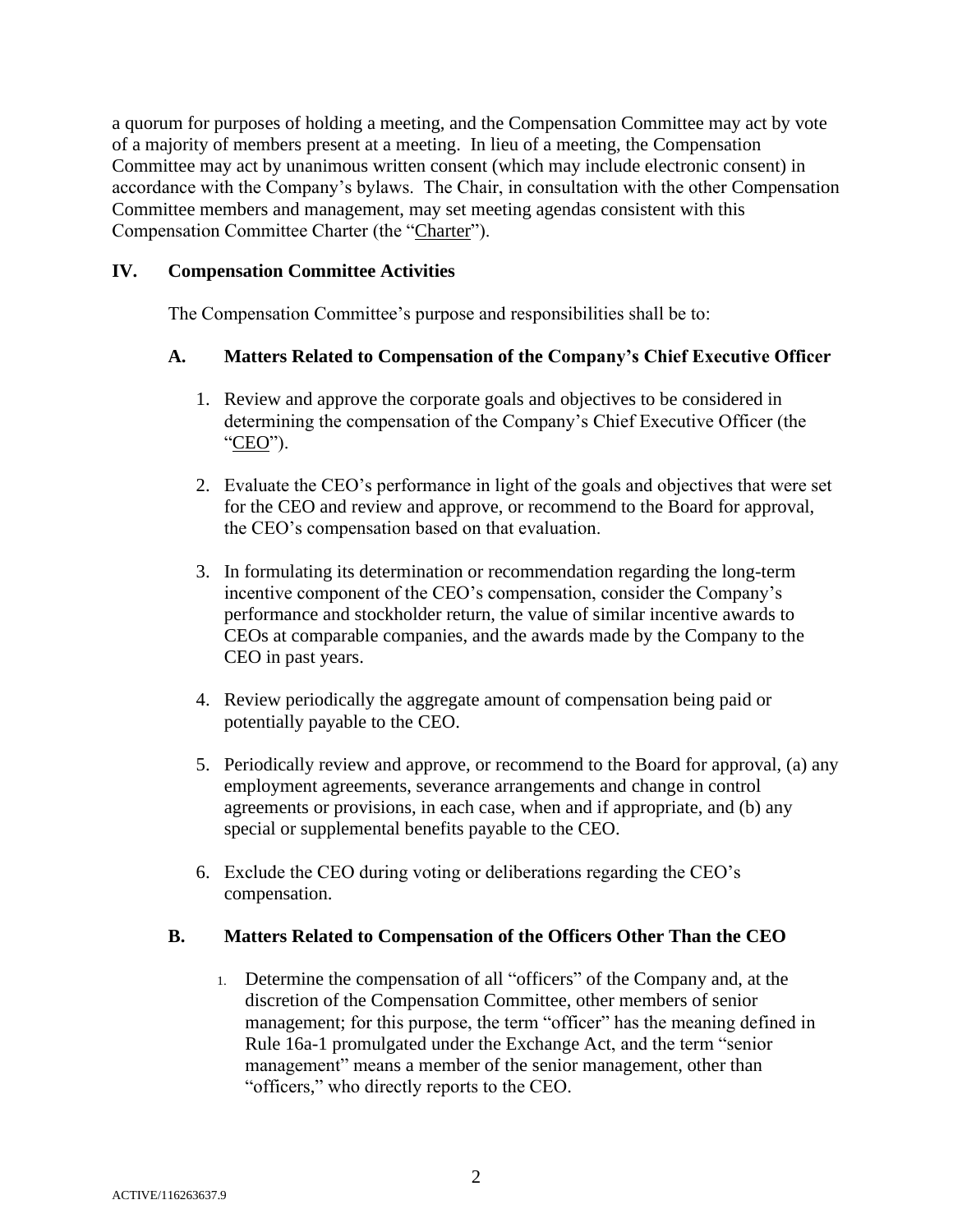a quorum for purposes of holding a meeting, and the Compensation Committee may act by vote of a majority of members present at a meeting. In lieu of a meeting, the Compensation Committee may act by unanimous written consent (which may include electronic consent) in accordance with the Company's bylaws. The Chair, in consultation with the other Compensation Committee members and management, may set meeting agendas consistent with this Compensation Committee Charter (the "Charter").

## IV. Compensation Committee Activities

The Compensation Committee's purpose and responsibilities shall be to:

### A. Matters Related to Compensation of the Company's Chief Executive Officer

1. Review and approve the corporate goals and objectives to be considered in determining the compensation of the Company's Chief Executive Officer (the "CEO").

2. Evaluate the CEO's performance in light of the goals and objectives that were set for the CEO and review and approve, or recommend to the Board for approval, the CEO's compensation based on that evaluation.

3. In formulating its determination or recommendation regarding the long-term incentive component of the CEO's compensation, consider the Company's performance and stockholder return, the value of similar incentive awards to CEOs at comparable companies, and the awards made by the Company to the CEO in past years.

4. Review periodically the aggregate amount of compensation being paid or potentially payable to the CEO.

5. Periodically review and approve, or recommend to the Board for approval, (a) any employment agreements, severance arrangements and change in control agreements or provisions, in each case, when and if appropriate, and (b) any special or supplemental benefits payable to the CEO.

6. Exclude the CEO during voting or deliberations regarding the CEO's compensation.

### B. Matters Related to Compensation of the Officers Other Than the CEO

1. Determine the compensation of all "officers" of the Company and, at the discretion of the Compensation Committee, other members of senior management; for this purpose, the term "officer" has the meaning defined in Rule 16a-1 promulgated under the Exchange Act, and the term "senior management" means a member of the senior management, other than "officers," who directly reports to the CEO.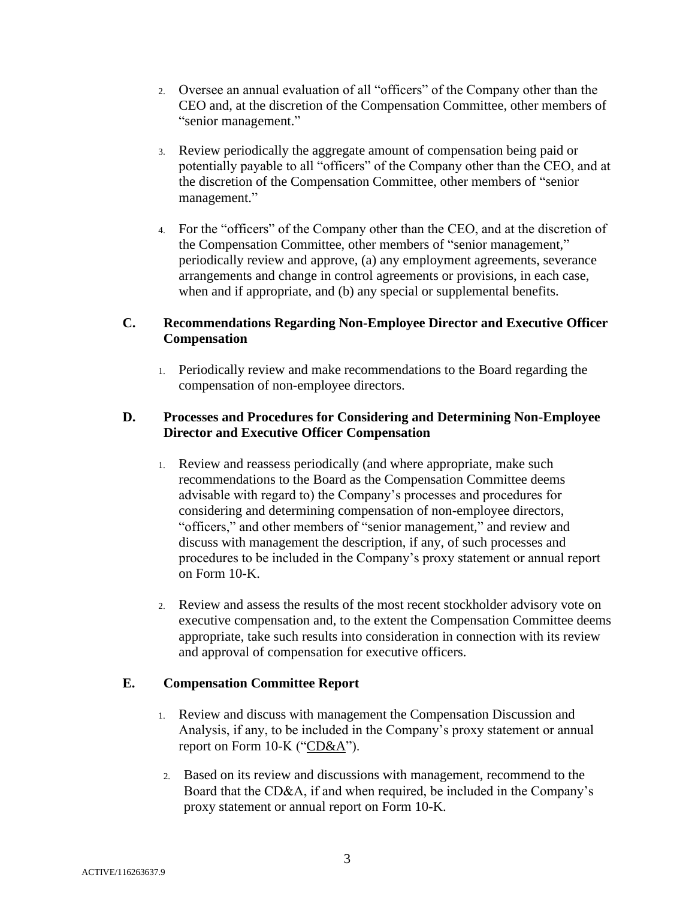2. Oversee an annual evaluation of all "officers" of the Company other than the CEO and, at the discretion of the Compensation Committee, other members of "senior management."

3. Review periodically the aggregate amount of compensation being paid or potentially payable to all "officers" of the Company other than the CEO, and at the discretion of the Compensation Committee, other members of "senior management."

4. For the "officers" of the Company other than the CEO, and at the discretion of the Compensation Committee, other members of "senior management," periodically review and approve, (a) any employment agreements, severance arrangements and change in control agreements or provisions, in each case, when and if appropriate, and (b) any special or supplemental benefits.

### C. Recommendations Regarding Non-Employee Director and Executive Officer Compensation

1. Periodically review and make recommendations to the Board regarding the compensation of non-employee directors.

### D. Processes and Procedures for Considering and Determining Non-Employee Director and Executive Officer Compensation

1. Review and reassess periodically (and where appropriate, make such recommendations to the Board as the Compensation Committee deems advisable with regard to) the Company's processes and procedures for considering and determining compensation of non-employee directors, "officers," and other members of "senior management," and review and discuss with management the description, if any, of such processes and procedures to be included in the Company's proxy statement or annual report on Form 10-K.

2. Review and assess the results of the most recent stockholder advisory vote on executive compensation and, to the extent the Compensation Committee deems appropriate, take such results into consideration in connection with its review and approval of compensation for executive officers.

### E. Compensation Committee Report

1. Review and discuss with management the Compensation Discussion and Analysis, if any, to be included in the Company's proxy statement or annual report on Form 10-K ("CD&A").

2. Based on its review and discussions with management, recommend to the Board that the CD&A, if and when required, be included in the Company's proxy statement or annual report on Form 10-K.

ACTIVE/116263637.9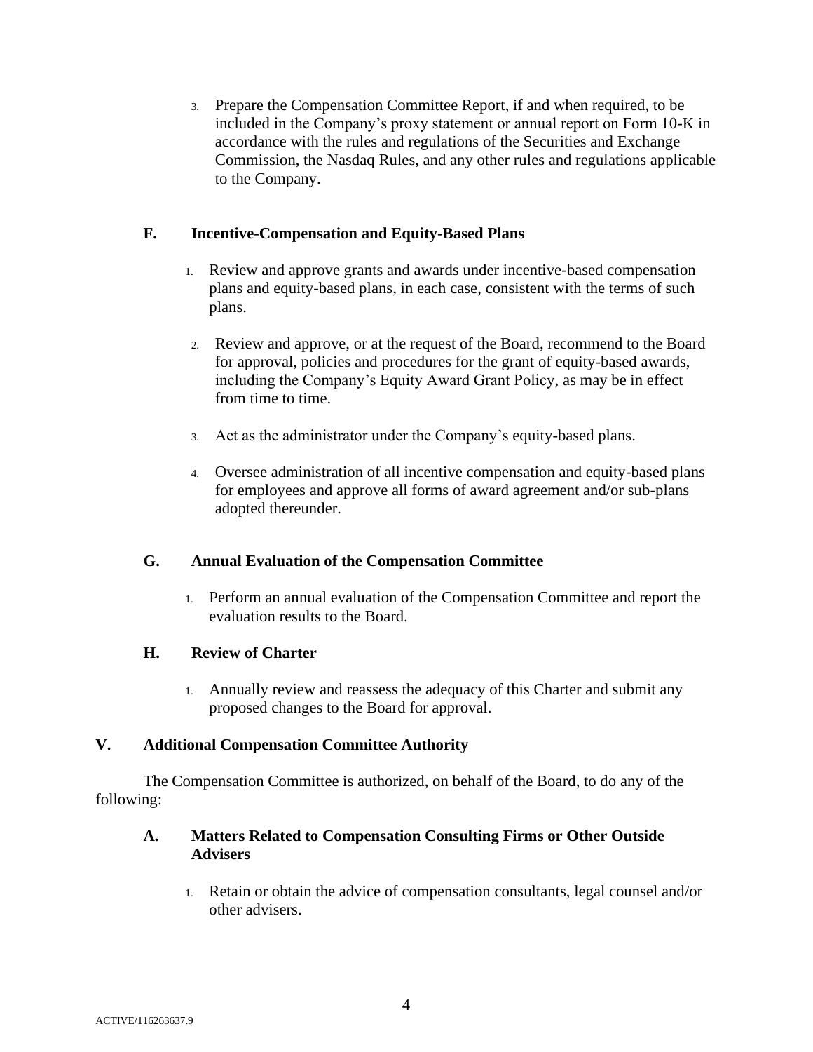3. Prepare the Compensation Committee Report, if and when required, to be included in the Company's proxy statement or annual report on Form 10-K in accordance with the rules and regulations of the Securities and Exchange Commission, the Nasdaq Rules, and any other rules and regulations applicable to the Company.

### F. Incentive-Compensation and Equity-Based Plans

1. Review and approve grants and awards under incentive-based compensation plans and equity-based plans, in each case, consistent with the terms of such plans.

2. Review and approve, or at the request of the Board, recommend to the Board for approval, policies and procedures for the grant of equity-based awards, including the Company's Equity Award Grant Policy, as may be in effect from time to time.

3. Act as the administrator under the Company's equity-based plans.

4. Oversee administration of all incentive compensation and equity-based plans for employees and approve all forms of award agreement and/or sub-plans adopted thereunder.

### G. Annual Evaluation of the Compensation Committee

1. Perform an annual evaluation of the Compensation Committee and report the evaluation results to the Board.

### H. Review of Charter

1. Annually review and reassess the adequacy of this Charter and submit any proposed changes to the Board for approval.

## V. Additional Compensation Committee Authority

The Compensation Committee is authorized, on behalf of the Board, to do any of the following:

### A. Matters Related to Compensation Consulting Firms or Other Outside Advisers

1. Retain or obtain the advice of compensation consultants, legal counsel and/or other advisers.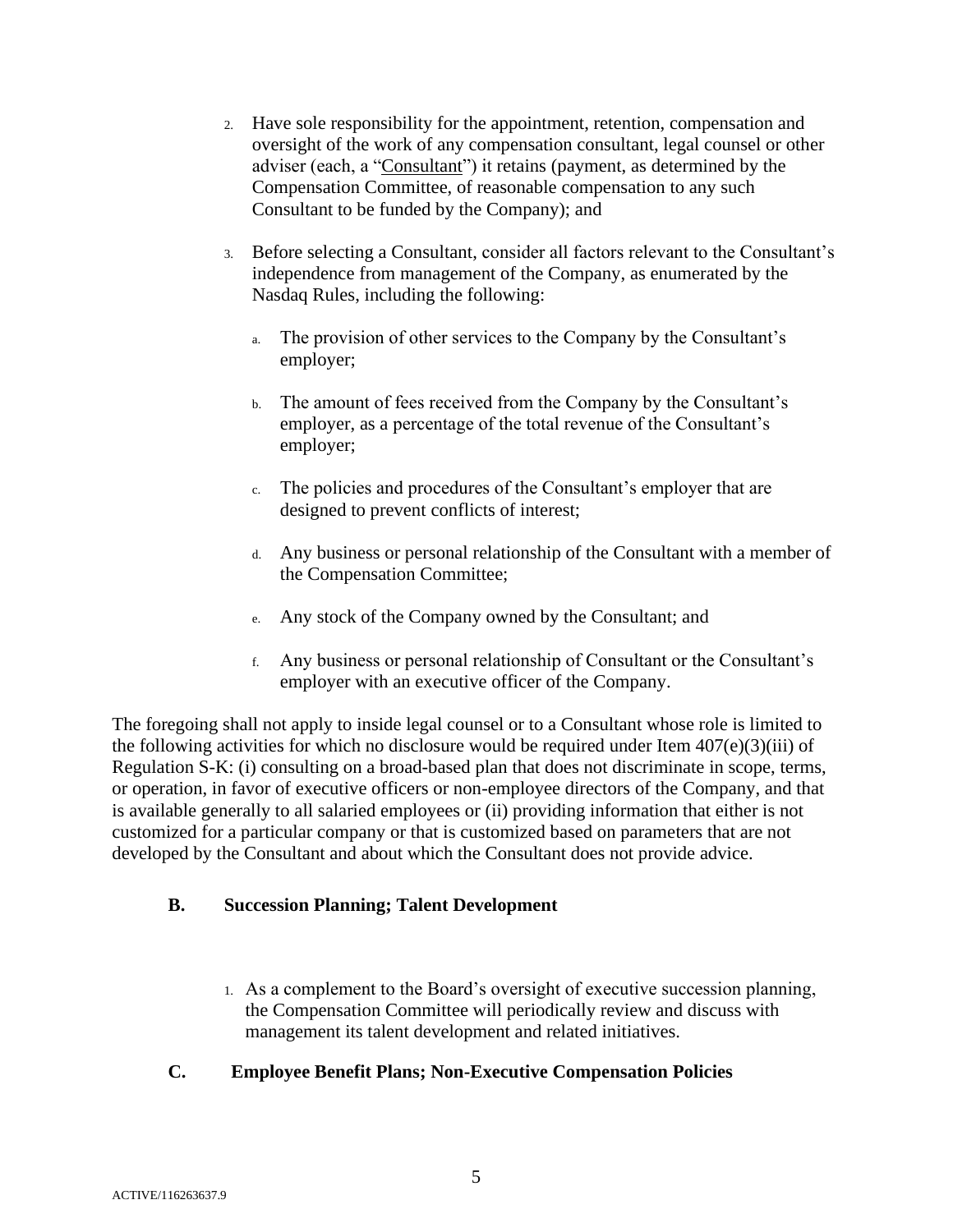2. Have sole responsibility for the appointment, retention, compensation and oversight of the work of any compensation consultant, legal counsel or other adviser (each, a "Consultant") it retains (payment, as determined by the Compensation Committee, of reasonable compensation to any such Consultant to be funded by the Company); and

3. Before selecting a Consultant, consider all factors relevant to the Consultant's independence from management of the Company, as enumerated by the Nasdaq Rules, including the following:

    a. The provision of other services to the Company by the Consultant's employer;

    b. The amount of fees received from the Company by the Consultant's employer, as a percentage of the total revenue of the Consultant's employer;

    c. The policies and procedures of the Consultant's employer that are designed to prevent conflicts of interest;

    d. Any business or personal relationship of the Consultant with a member of the Compensation Committee;

    e. Any stock of the Company owned by the Consultant; and

    f. Any business or personal relationship of Consultant or the Consultant's employer with an executive officer of the Company.

The foregoing shall not apply to inside legal counsel or to a Consultant whose role is limited to the following activities for which no disclosure would be required under Item 407(e)(3)(iii) of Regulation S-K: (i) consulting on a broad-based plan that does not discriminate in scope, terms, or operation, in favor of executive officers or non-employee directors of the Company, and that is available generally to all salaried employees or (ii) providing information that either is not customized for a particular company or that is customized based on parameters that are not developed by the Consultant and about which the Consultant does not provide advice.

### B. Succession Planning; Talent Development

1. As a complement to the Board's oversight of executive succession planning, the Compensation Committee will periodically review and discuss with management its talent development and related initiatives.

### C. Employee Benefit Plans; Non-Executive Compensation Policies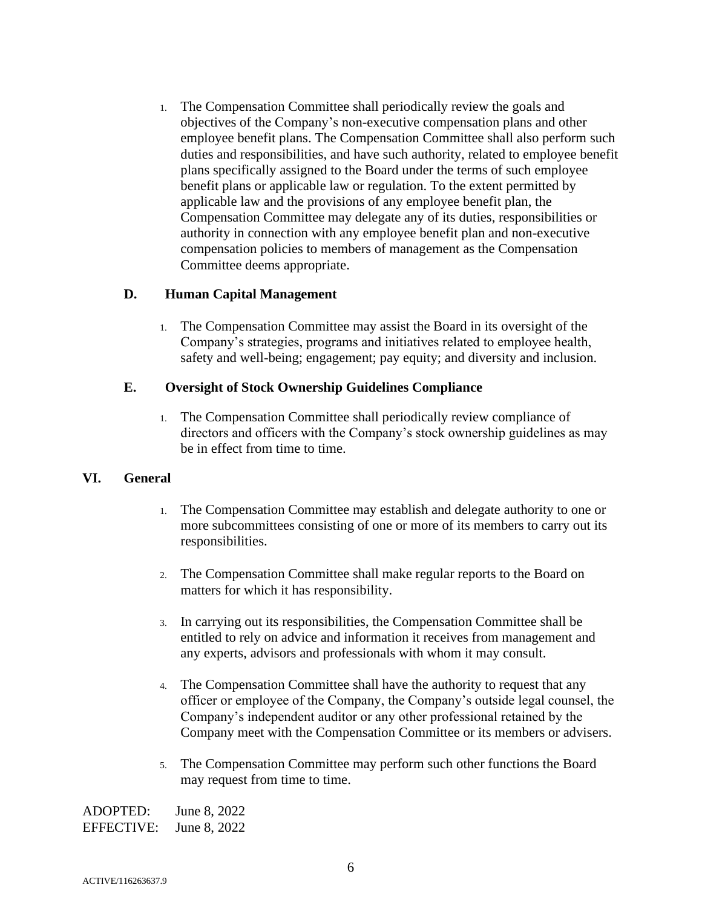1. The Compensation Committee shall periodically review the goals and objectives of the Company's non-executive compensation plans and other employee benefit plans. The Compensation Committee shall also perform such duties and responsibilities, and have such authority, related to employee benefit plans specifically assigned to the Board under the terms of such employee benefit plans or applicable law or regulation. To the extent permitted by applicable law and the provisions of any employee benefit plan, the Compensation Committee may delegate any of its duties, responsibilities or authority in connection with any employee benefit plan and non-executive compensation policies to members of management as the Compensation Committee deems appropriate.

### D. Human Capital Management

1. The Compensation Committee may assist the Board in its oversight of the Company's strategies, programs and initiatives related to employee health, safety and well-being; engagement; pay equity; and diversity and inclusion.

### E. Oversight of Stock Ownership Guidelines Compliance

1. The Compensation Committee shall periodically review compliance of directors and officers with the Company's stock ownership guidelines as may be in effect from time to time.

## VI. General

1. The Compensation Committee may establish and delegate authority to one or more subcommittees consisting of one or more of its members to carry out its responsibilities.

2. The Compensation Committee shall make regular reports to the Board on matters for which it has responsibility.

3. In carrying out its responsibilities, the Compensation Committee shall be entitled to rely on advice and information it receives from management and any experts, advisors and professionals with whom it may consult.

4. The Compensation Committee shall have the authority to request that any officer or employee of the Company, the Company's outside legal counsel, the Company's independent auditor or any other professional retained by the Company meet with the Compensation Committee or its members or advisers.

5. The Compensation Committee may perform such other functions the Board may request from time to time.

ADOPTED: June 8, 2022
EFFECTIVE: June 8, 2022

ACTIVE/116263637.9